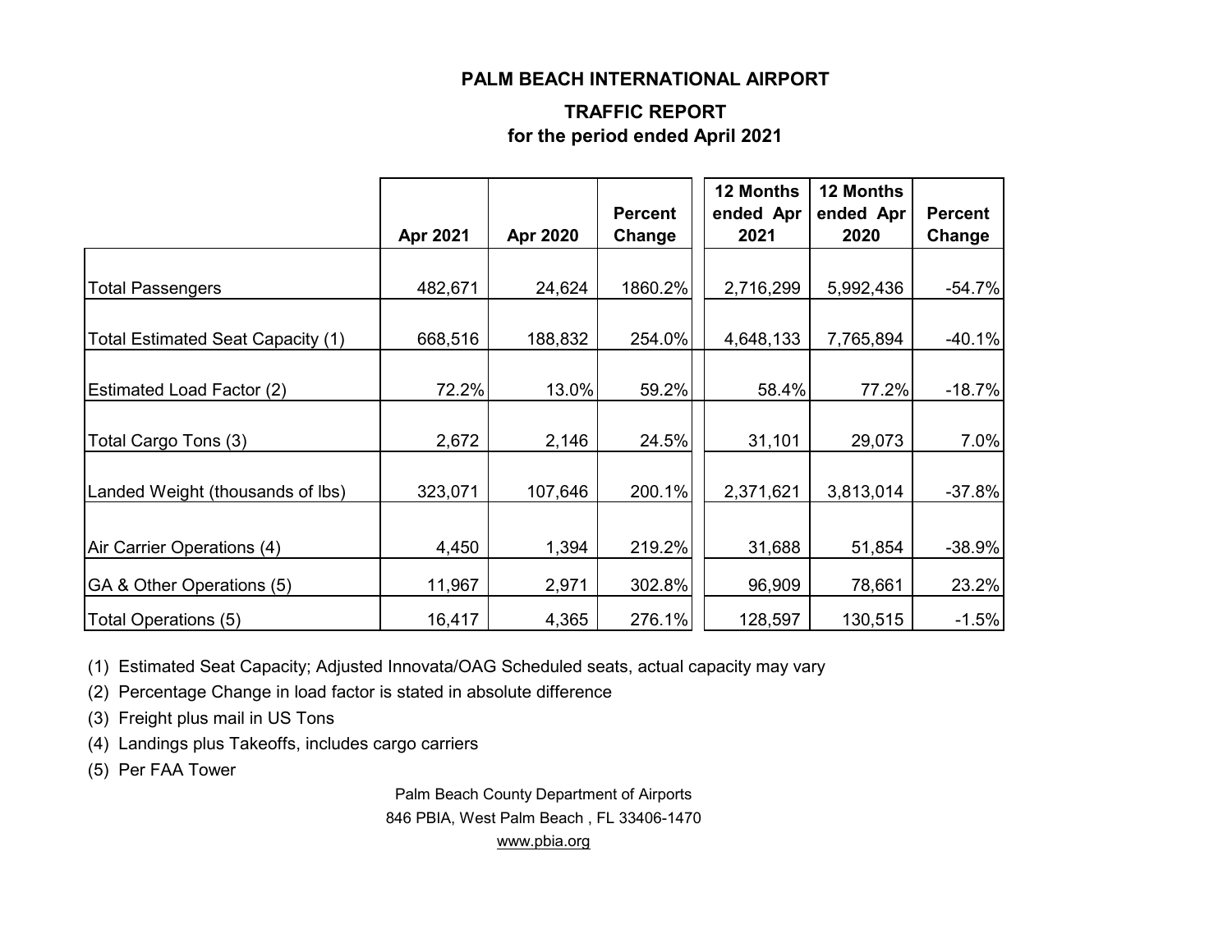# PALM BEACH INTERNATIONAL AIRPORT

## TRAFFIC REPORT
## for the period ended April 2021

| | Apr 2021 | Apr 2020 | Percent Change | 12 Months ended Apr 2021 | 12 Months ended Apr 2020 | Percent Change |
|---|---|---|---|---|---|---|
| Total Passengers | 482,671 | 24,624 | 1860.2% | 2,716,299 | 5,992,436 | -54.7% |
| Total Estimated Seat Capacity (1) | 668,516 | 188,832 | 254.0% | 4,648,133 | 7,765,894 | -40.1% |
| Estimated Load Factor (2) | 72.2% | 13.0% | 59.2% | 58.4% | 77.2% | -18.7% |
| Total Cargo Tons (3) | 2,672 | 2,146 | 24.5% | 31,101 | 29,073 | 7.0% |
| Landed Weight (thousands of lbs) | 323,071 | 107,646 | 200.1% | 2,371,621 | 3,813,014 | -37.8% |
| Air Carrier Operations (4) | 4,450 | 1,394 | 219.2% | 31,688 | 51,854 | -38.9% |
| GA & Other Operations (5) | 11,967 | 2,971 | 302.8% | 96,909 | 78,661 | 23.2% |
| Total Operations (5) | 16,417 | 4,365 | 276.1% | 128,597 | 130,515 | -1.5% |

(1) Estimated Seat Capacity; Adjusted Innovata/OAG Scheduled seats, actual capacity may vary

(2) Percentage Change in load factor is stated in absolute difference

(3) Freight plus mail in US Tons

(4) Landings plus Takeoffs, includes cargo carriers

(5) Per FAA Tower

Palm Beach County Department of Airports
846 PBIA, West Palm Beach , FL 33406-1470
www.pbia.org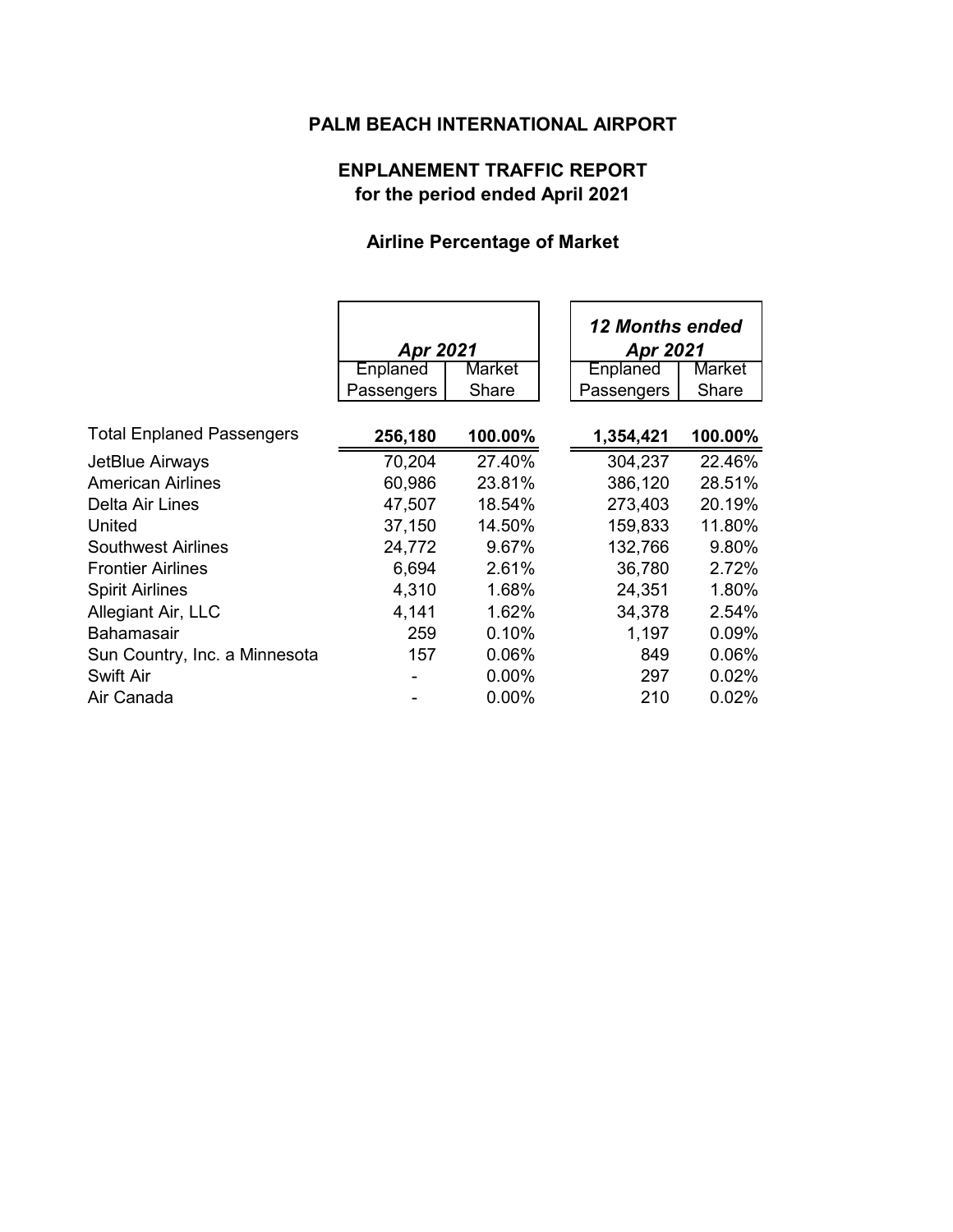# PALM BEACH INTERNATIONAL AIRPORT

## ENPLANEMENT TRAFFIC REPORT
## for the period ended April 2021

### Airline Percentage of Market

| | *Apr 2021* | | *12 Months ended Apr 2021* | |
|---|---|---|---|---|
| | Enplaned Passengers | Market Share | Enplaned Passengers | Market Share |
| Total Enplaned Passengers | **256,180** | **100.00%** | **1,354,421** | **100.00%** |
| JetBlue Airways | 70,204 | 27.40% | 304,237 | 22.46% |
| American Airlines | 60,986 | 23.81% | 386,120 | 28.51% |
| Delta Air Lines | 47,507 | 18.54% | 273,403 | 20.19% |
| United | 37,150 | 14.50% | 159,833 | 11.80% |
| Southwest Airlines | 24,772 | 9.67% | 132,766 | 9.80% |
| Frontier Airlines | 6,694 | 2.61% | 36,780 | 2.72% |
| Spirit Airlines | 4,310 | 1.68% | 24,351 | 1.80% |
| Allegiant Air, LLC | 4,141 | 1.62% | 34,378 | 2.54% |
| Bahamasair | 259 | 0.10% | 1,197 | 0.09% |
| Sun Country, Inc. a Minnesota | 157 | 0.06% | 849 | 0.06% |
| Swift Air | - | 0.00% | 297 | 0.02% |
| Air Canada | - | 0.00% | 210 | 0.02% |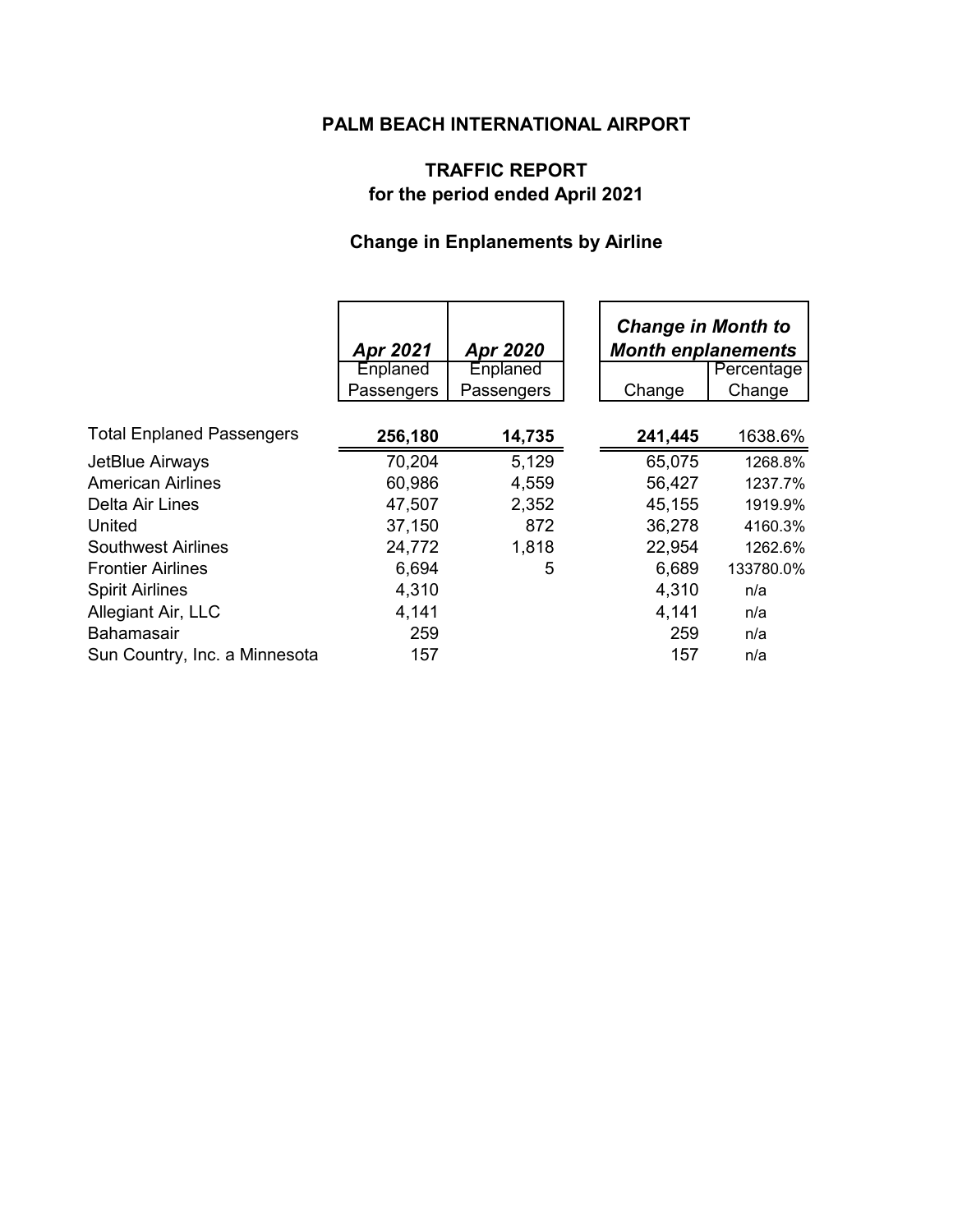# PALM BEACH INTERNATIONAL AIRPORT

## TRAFFIC REPORT
## for the period ended April 2021

### Change in Enplanements by Airline

| | *Apr 2021* | *Apr 2020* | *Change in Month to Month enplanements* | |
|---|---|---|---|---|
| | Enplaned Passengers | Enplaned Passengers | Change | Percentage Change |
| Total Enplaned Passengers | **256,180** | **14,735** | **241,445** | 1638.6% |
| JetBlue Airways | 70,204 | 5,129 | 65,075 | 1268.8% |
| American Airlines | 60,986 | 4,559 | 56,427 | 1237.7% |
| Delta Air Lines | 47,507 | 2,352 | 45,155 | 1919.9% |
| United | 37,150 | 872 | 36,278 | 4160.3% |
| Southwest Airlines | 24,772 | 1,818 | 22,954 | 1262.6% |
| Frontier Airlines | 6,694 | 5 | 6,689 | 133780.0% |
| Spirit Airlines | 4,310 | | 4,310 | n/a |
| Allegiant Air, LLC | 4,141 | | 4,141 | n/a |
| Bahamasair | 259 | | 259 | n/a |
| Sun Country, Inc. a Minnesota | 157 | | 157 | n/a |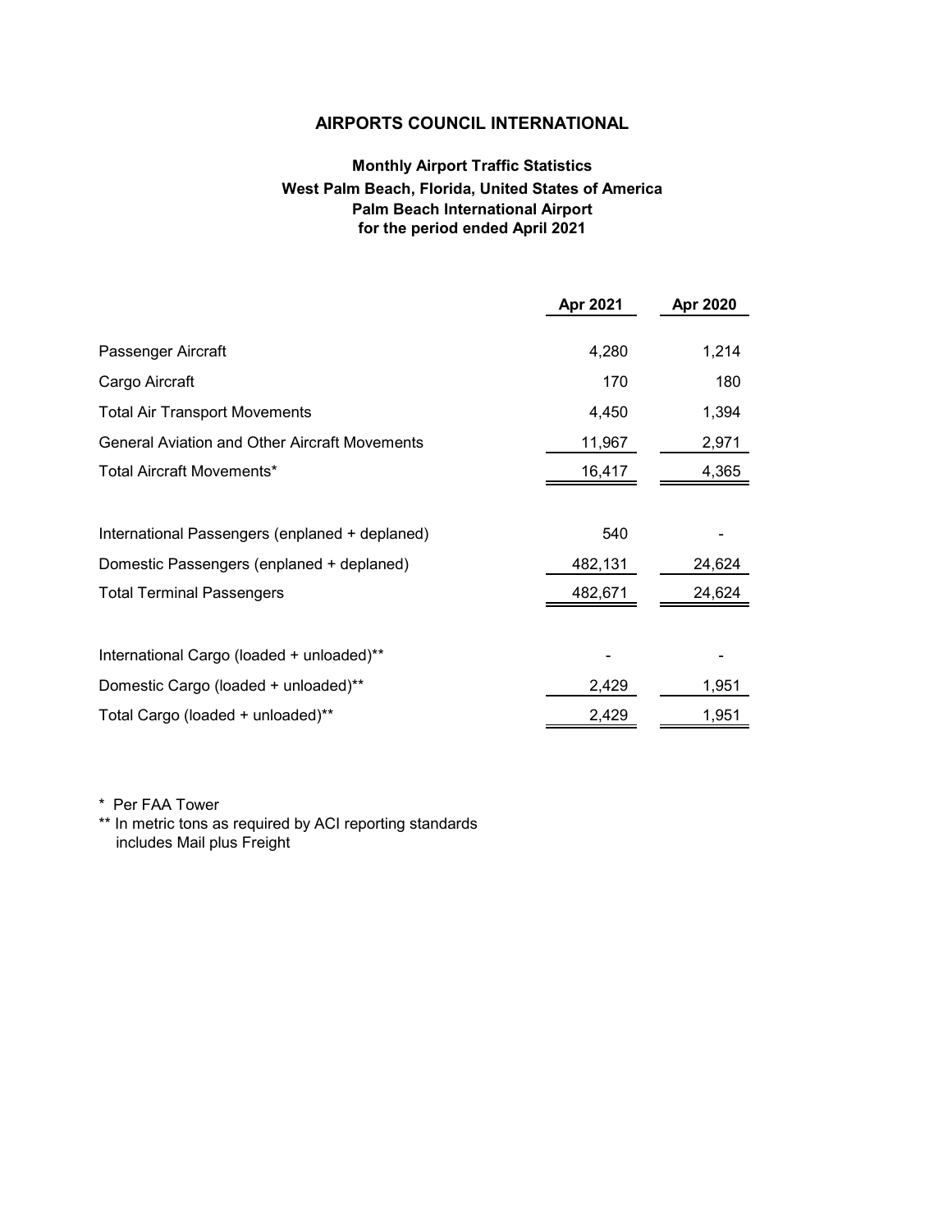# AIRPORTS COUNCIL INTERNATIONAL

## Monthly Airport Traffic Statistics
## West Palm Beach, Florida, United States of America
## Palm Beach International Airport
## for the period ended April 2021

| | Apr 2021 | Apr 2020 |
|---|---|---|
| Passenger Aircraft | 4,280 | 1,214 |
| Cargo Aircraft | 170 | 180 |
| Total Air Transport Movements | 4,450 | 1,394 |
| General Aviation and Other Aircraft Movements | 11,967 | 2,971 |
| Total Aircraft Movements* | 16,417 | 4,365 |
| | | |
| International Passengers (enplaned + deplaned) | 540 | - |
| Domestic Passengers (enplaned + deplaned) | 482,131 | 24,624 |
| Total Terminal Passengers | 482,671 | 24,624 |
| | | |
| International Cargo (loaded + unloaded)** | - | - |
| Domestic Cargo (loaded + unloaded)** | 2,429 | 1,951 |
| Total Cargo (loaded + unloaded)** | 2,429 | 1,951 |

\* Per FAA Tower

** In metric tons as required by ACI reporting standards
includes Mail plus Freight